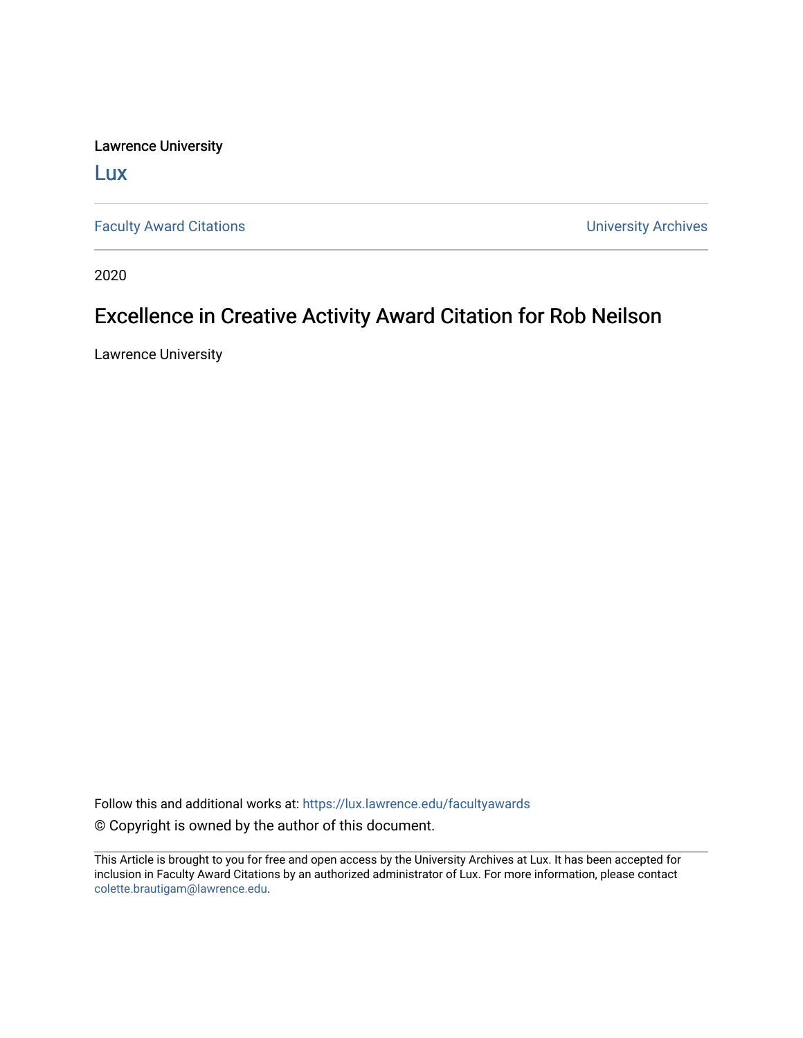Lawrence University

# Lux

Faculty Award Citations | University Archives

2020

## Excellence in Creative Activity Award Citation for Rob Neilson

Lawrence University

Follow this and additional works at: https://lux.lawrence.edu/facultyawards

© Copyright is owned by the author of this document.

This Article is brought to you for free and open access by the University Archives at Lux. It has been accepted for inclusion in Faculty Award Citations by an authorized administrator of Lux. For more information, please contact colette.brautigam@lawrence.edu.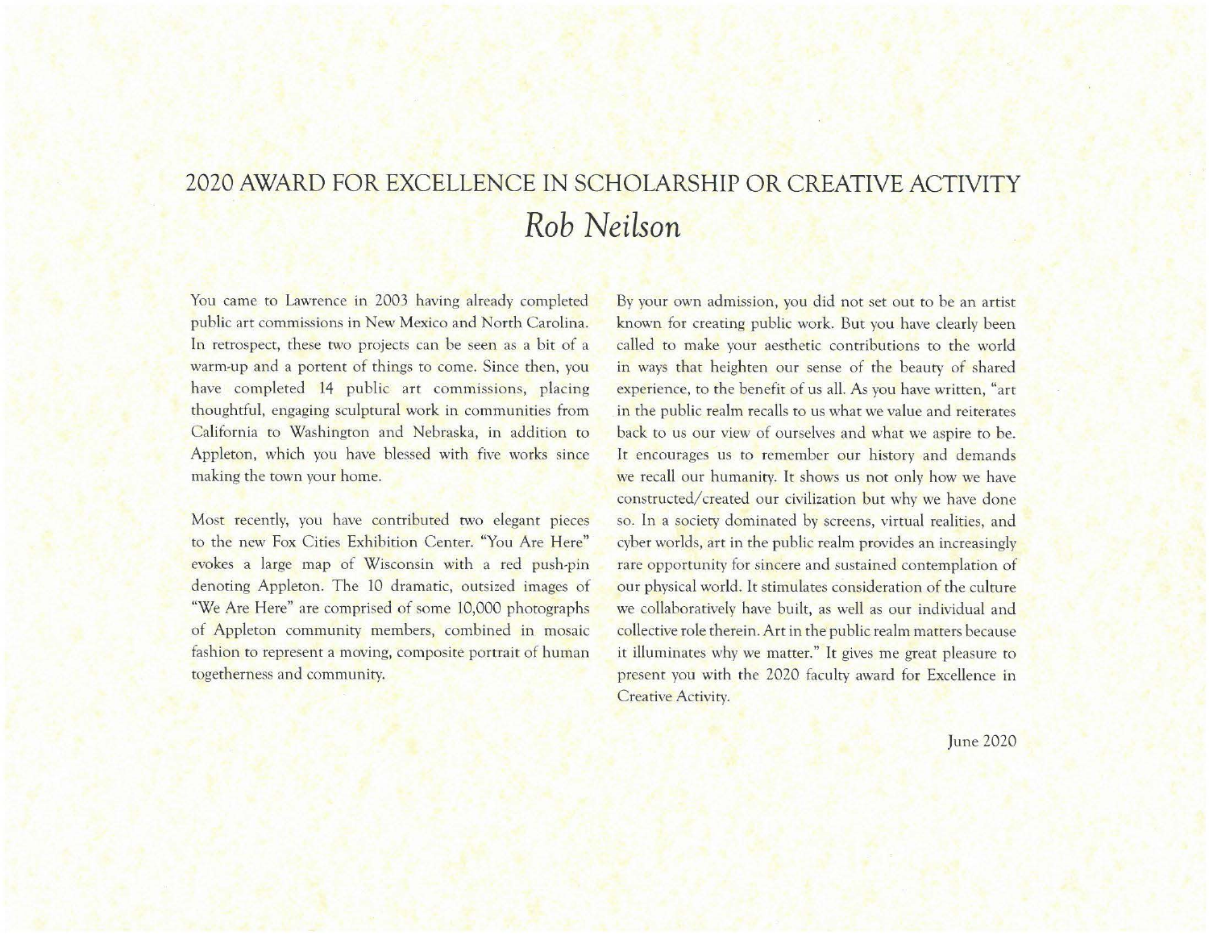# 2020 AWARD FOR EXCELLENCE IN SCHOLARSHIP OR CREATIVE ACTIVITY

## *Rob Neilson*

You came to Lawrence in 2003 having already completed public art commissions in New Mexico and North Carolina. In retrospect, these two projects can be seen as a bit of a warm-up and a portent of things to come. Since then, you have completed 14 public art commissions, placing thoughtful, engaging sculptural work in communities from California to Washington and Nebraska, in addition to Appleton, which you have blessed with five works since making the town your home.

Most recently, you have contributed two elegant pieces to the new Fox Cities Exhibition Center. "You Are Here" evokes a large map of Wisconsin with a red push-pin denoting Appleton. The 10 dramatic, outsized images of "We Are Here" are comprised of some 10,000 photographs of Appleton community members, combined in mosaic fashion to represent a moving, composite portrait of human togetherness and community.

By your own admission, you did not set out to be an artist known for creating public work. But you have clearly been called to make your aesthetic contributions to the world in ways that heighten our sense of the beauty of shared experience, to the benefit of us all. As you have written, "art in the public realm recalls to us what we value and reiterates back to us our view of ourselves and what we aspire to be. It encourages us to remember our history and demands we recall our humanity. It shows us not only how we have constructed/created our civilization but why we have done so. In a society dominated by screens, virtual realities, and cyber worlds, art in the public realm provides an increasingly rare opportunity for sincere and sustained contemplation of our physical world. It stimulates consideration of the culture we collaboratively have built, as well as our individual and collective role therein. Art in the public realm matters because it illuminates why we matter." It gives me great pleasure to present you with the 2020 faculty award for Excellence in Creative Activity.

June 2020